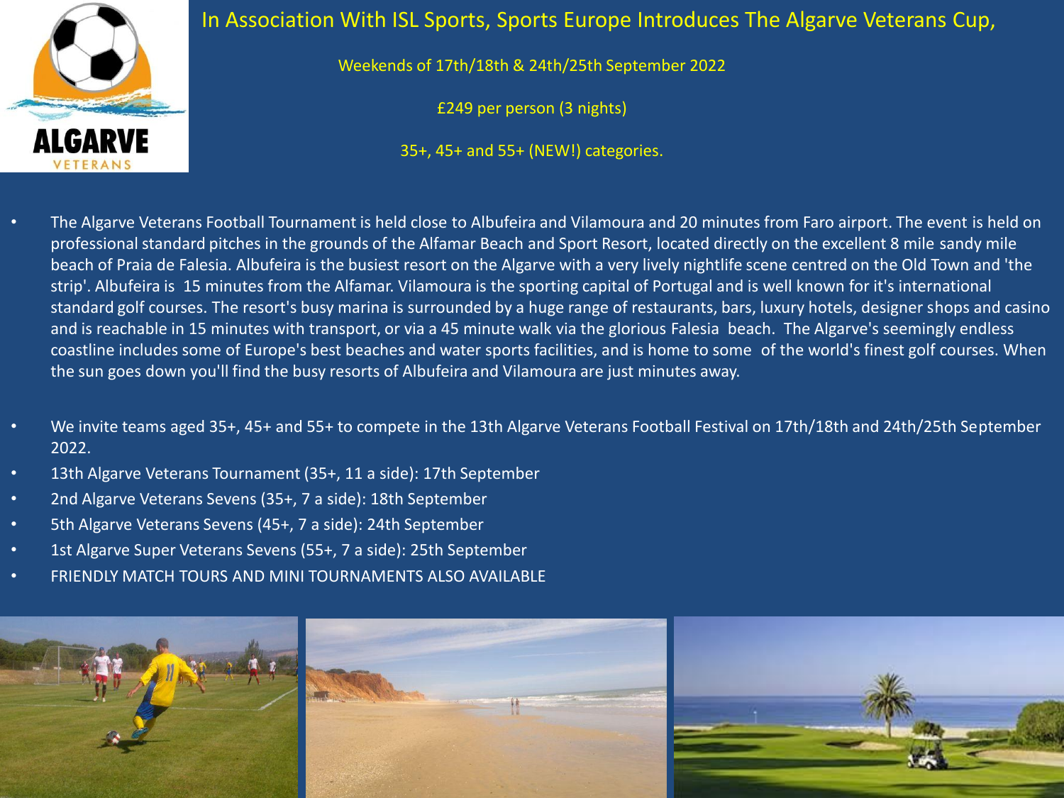# In Association With ISL Sports, Sports Europe Introduces The Algarve Veterans Cup,

Weekends of 17th/18th & 24th/25th September 2022

£249 per person (3 nights)

35+, 45+ and 55+ (NEW!) categories.

- The Algarve Veterans Football Tournament is held close to Albufeira and Vilamoura and 20 minutes from Faro airport. The event is held on professional standard pitches in the grounds of the Alfamar Beach and Sport Resort, located directly on the excellent 8 mile sandy mile beach of Praia de Falesia. Albufeira is the busiest resort on the Algarve with a very lively nightlife scene centred on the Old Town and 'the strip'. Albufeira is 15 minutes from the Alfamar. Vilamoura is the sporting capital of Portugal and is well known for it's international standard golf courses. The resort's busy marina is surrounded by a huge range of restaurants, bars, luxury hotels, designer shops and casino and is reachable in 15 minutes with transport, or via a 45 minute walk via the glorious Falesia beach. The Algarve's seemingly endless coastline includes some of Europe's best beaches and water sports facilities, and is home to some of the world's finest golf courses. When the sun goes down you'll find the busy resorts of Albufeira and Vilamoura are just minutes away.

- We invite teams aged 35+, 45+ and 55+ to compete in the 13th Algarve Veterans Football Festival on 17th/18th and 24th/25th September 2022.
- 13th Algarve Veterans Tournament (35+, 11 a side): 17th September
- 2nd Algarve Veterans Sevens (35+, 7 a side): 18th September
- 5th Algarve Veterans Sevens (45+, 7 a side): 24th September
- 1st Algarve Super Veterans Sevens (55+, 7 a side): 25th September
- FRIENDLY MATCH TOURS AND MINI TOURNAMENTS ALSO AVAILABLE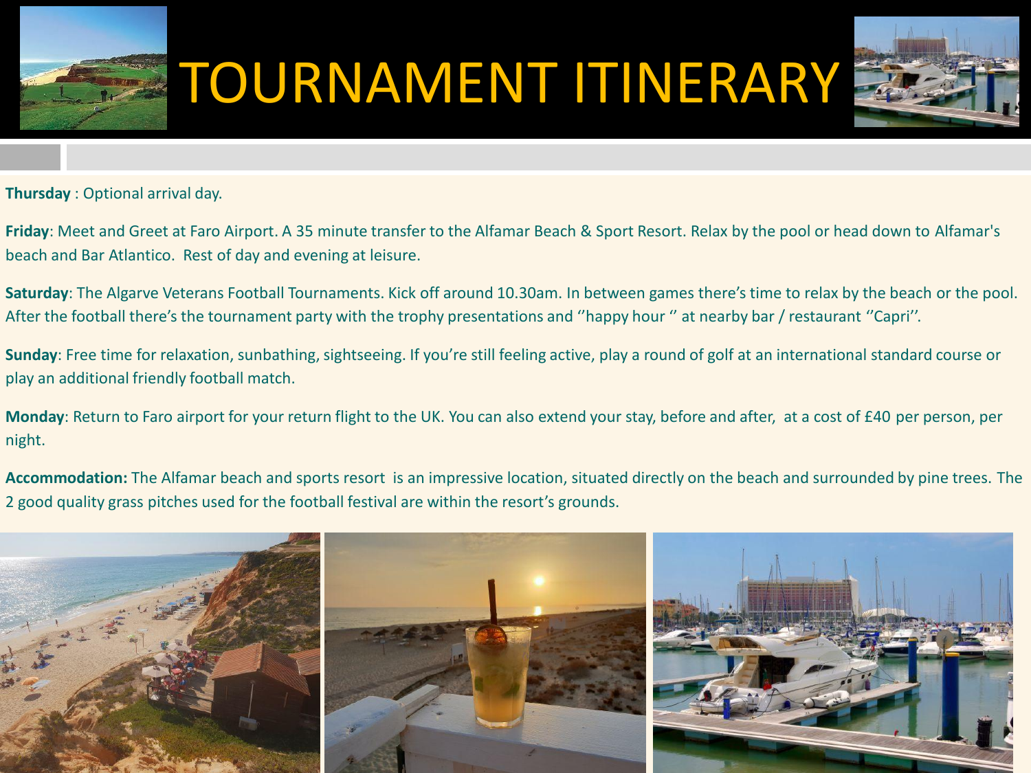# TOURNAMENT ITINERARY

**Thursday** : Optional arrival day.

**Friday**: Meet and Greet at Faro Airport. A 35 minute transfer to the Alfamar Beach & Sport Resort. Relax by the pool or head down to Alfamar's beach and Bar Atlantico. Rest of day and evening at leisure.

**Saturday**: The Algarve Veterans Football Tournaments. Kick off around 10.30am. In between games there's time to relax by the beach or the pool. After the football there's the tournament party with the trophy presentations and ''happy hour '' at nearby bar / restaurant ''Capri''.

**Sunday**: Free time for relaxation, sunbathing, sightseeing. If you're still feeling active, play a round of golf at an international standard course or play an additional friendly football match.

**Monday**: Return to Faro airport for your return flight to the UK. You can also extend your stay, before and after, at a cost of £40 per person, per night.

**Accommodation:** The Alfamar beach and sports resort is an impressive location, situated directly on the beach and surrounded by pine trees. The 2 good quality grass pitches used for the football festival are within the resort's grounds.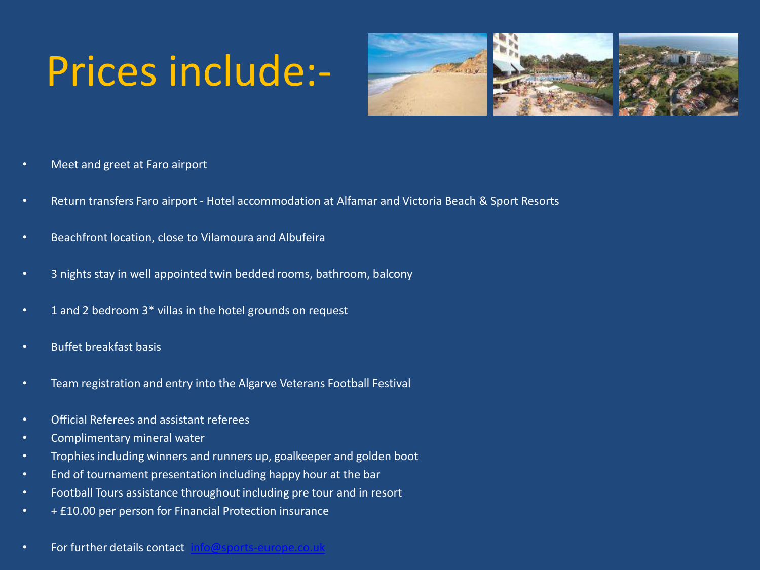# Prices include:-

- Meet and greet at Faro airport
- Return transfers Faro airport - Hotel accommodation at Alfamar and Victoria Beach & Sport Resorts
- Beachfront location, close to Vilamoura and Albufeira
- 3 nights stay in well appointed twin bedded rooms, bathroom, balcony
- 1 and 2 bedroom 3* villas in the hotel grounds on request
- Buffet breakfast basis
- Team registration and entry into the Algarve Veterans Football Festival
- Official Referees and assistant referees
- Complimentary mineral water
- Trophies including winners and runners up, goalkeeper and golden boot
- End of tournament presentation including happy hour at the bar
- Football Tours assistance throughout including pre tour and in resort
- + £10.00 per person for Financial Protection insurance
- For further details contact info@sports-europe.co.uk